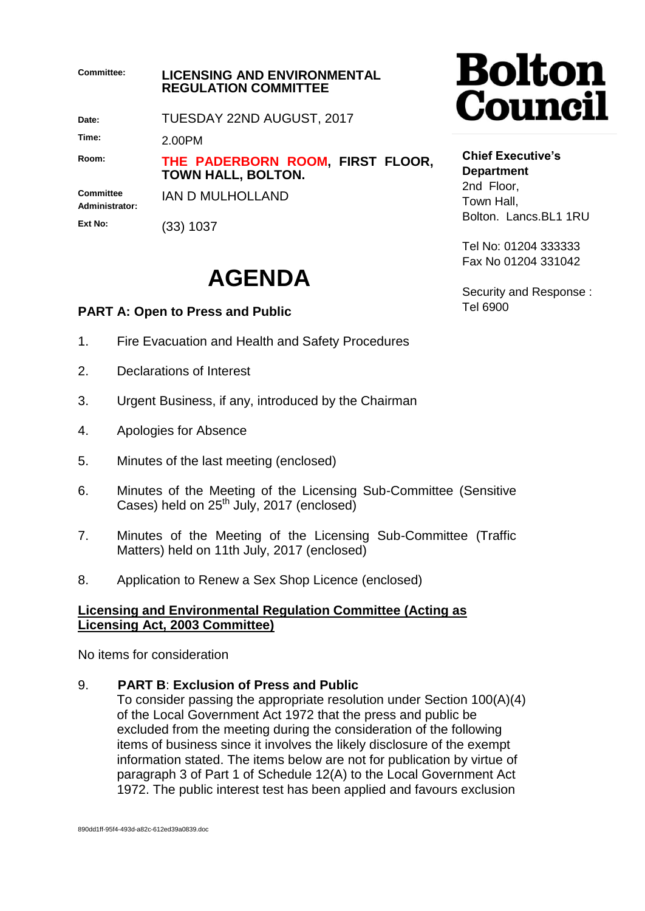| | |
|---|---|
| **Committee:** | **LICENSING AND ENVIRONMENTAL REGULATION COMMITTEE** |
| **Date:** | TUESDAY 22ND AUGUST, 2017 |
| **Time:** | 2.00PM |
| **Room:** | **THE PADERBORN ROOM, FIRST FLOOR, TOWN HALL, BOLTON.** |
| **Committee Administrator:** | IAN D MULHOLLAND |
| **Ext No:** | (33) 1037 |

**Bolton Council**

**Chief Executive's Department**
2nd Floor,
Town Hall,
Bolton. Lancs.BL1 1RU

Tel No: 01204 333333
Fax No 01204 331042

Security and Response : Tel 6900

# AGENDA

## PART A: Open to Press and Public

1. Fire Evacuation and Health and Safety Procedures

2. Declarations of Interest

3. Urgent Business, if any, introduced by the Chairman

4. Apologies for Absence

5. Minutes of the last meeting (enclosed)

6. Minutes of the Meeting of the Licensing Sub-Committee (Sensitive Cases) held on 25th July, 2017 (enclosed)

7. Minutes of the Meeting of the Licensing Sub-Committee (Traffic Matters) held on 11th July, 2017 (enclosed)

8. Application to Renew a Sex Shop Licence (enclosed)

**Licensing and Environmental Regulation Committee (Acting as Licensing Act, 2003 Committee)**

No items for consideration

9. **PART B**: **Exclusion of Press and Public**
To consider passing the appropriate resolution under Section 100(A)(4) of the Local Government Act 1972 that the press and public be excluded from the meeting during the consideration of the following items of business since it involves the likely disclosure of the exempt information stated. The items below are not for publication by virtue of paragraph 3 of Part 1 of Schedule 12(A) to the Local Government Act 1972. The public interest test has been applied and favours exclusion

890dd1ff-95f4-493d-a82c-612ed39a0839.doc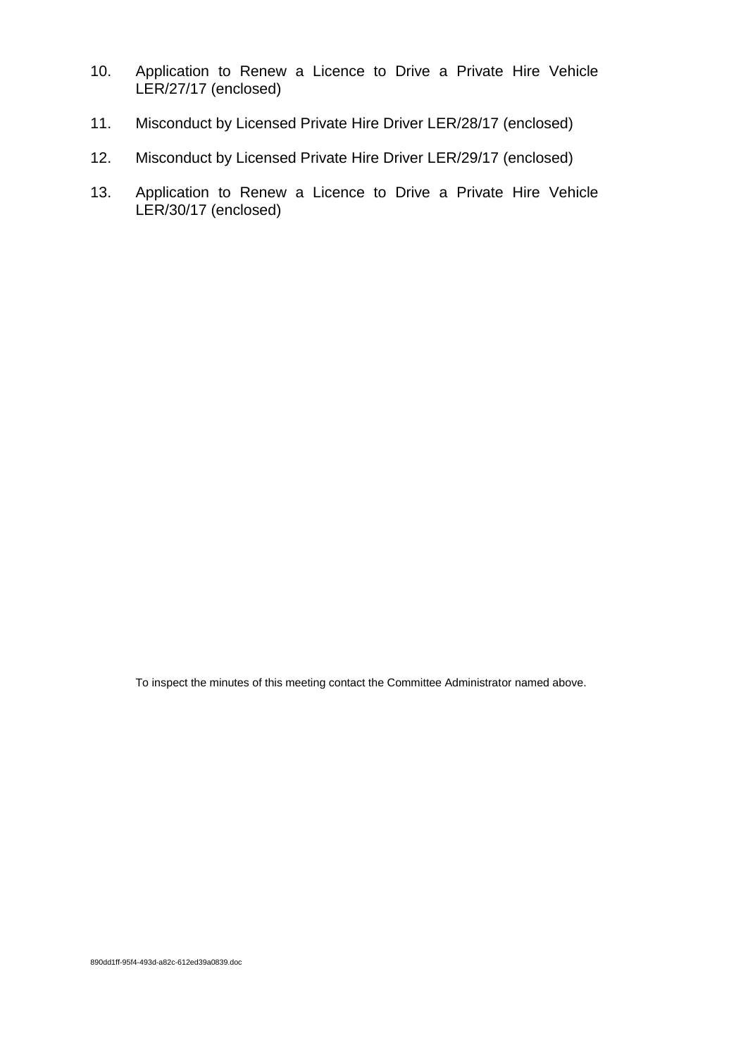10. Application to Renew a Licence to Drive a Private Hire Vehicle LER/27/17 (enclosed)

11. Misconduct by Licensed Private Hire Driver LER/28/17 (enclosed)

12. Misconduct by Licensed Private Hire Driver LER/29/17 (enclosed)

13. Application to Renew a Licence to Drive a Private Hire Vehicle LER/30/17 (enclosed)

To inspect the minutes of this meeting contact the Committee Administrator named above.

890dd1ff-95f4-493d-a82c-612ed39a0839.doc